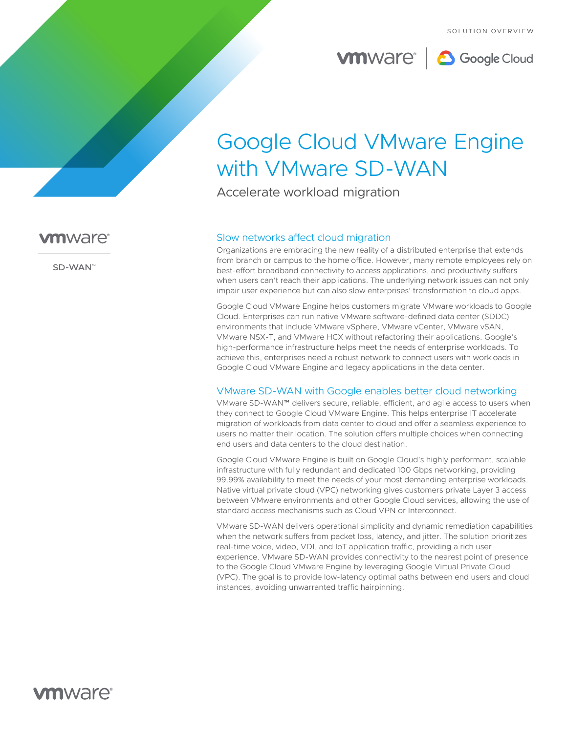SOLUTION OVERVIEW

# Google Cloud VMware Engine with VMware SD-WAN

Accelerate workload migration

VMware SD-WAN™

## Slow networks affect cloud migration

Organizations are embracing the new reality of a distributed enterprise that extends from branch or campus to the home office. However, many remote employees rely on best-effort broadband connectivity to access applications, and productivity suffers when users can't reach their applications. The underlying network issues can not only impair user experience but can also slow enterprises' transformation to cloud apps.

Google Cloud VMware Engine helps customers migrate VMware workloads to Google Cloud. Enterprises can run native VMware software-defined data center (SDDC) environments that include VMware vSphere, VMware vCenter, VMware vSAN, VMware NSX-T, and VMware HCX without refactoring their applications. Google's high-performance infrastructure helps meet the needs of enterprise workloads. To achieve this, enterprises need a robust network to connect users with workloads in Google Cloud VMware Engine and legacy applications in the data center.

## VMware SD-WAN with Google enables better cloud networking

VMware SD-WAN™ delivers secure, reliable, efficient, and agile access to users when they connect to Google Cloud VMware Engine. This helps enterprise IT accelerate migration of workloads from data center to cloud and offer a seamless experience to users no matter their location. The solution offers multiple choices when connecting end users and data centers to the cloud destination.

Google Cloud VMware Engine is built on Google Cloud's highly performant, scalable infrastructure with fully redundant and dedicated 100 Gbps networking, providing 99.99% availability to meet the needs of your most demanding enterprise workloads. Native virtual private cloud (VPC) networking gives customers private Layer 3 access between VMware environments and other Google Cloud services, allowing the use of standard access mechanisms such as Cloud VPN or Interconnect.

VMware SD-WAN delivers operational simplicity and dynamic remediation capabilities when the network suffers from packet loss, latency, and jitter. The solution prioritizes real-time voice, video, VDI, and IoT application traffic, providing a rich user experience. VMware SD-WAN provides connectivity to the nearest point of presence to the Google Cloud VMware Engine by leveraging Google Virtual Private Cloud (VPC). The goal is to provide low-latency optimal paths between end users and cloud instances, avoiding unwarranted traffic hairpinning.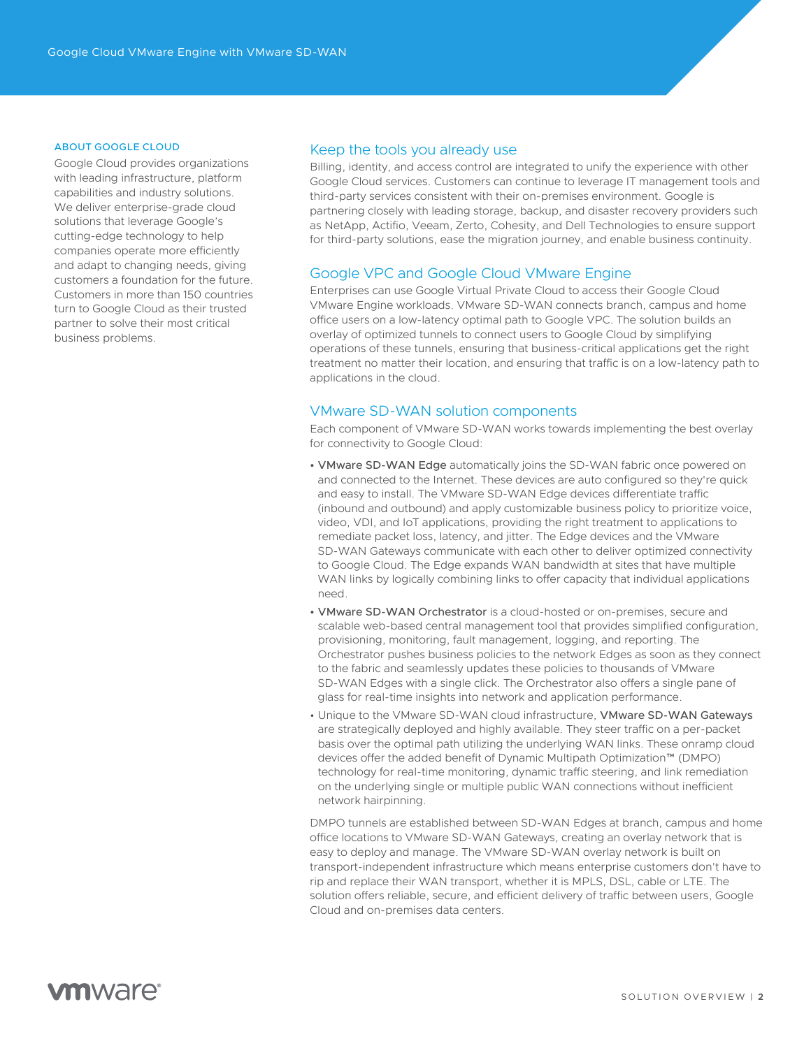### ABOUT GOOGLE CLOUD

Google Cloud provides organizations with leading infrastructure, platform capabilities and industry solutions. We deliver enterprise-grade cloud solutions that leverage Google's cutting-edge technology to help companies operate more efficiently and adapt to changing needs, giving customers a foundation for the future. Customers in more than 150 countries turn to Google Cloud as their trusted partner to solve their most critical business problems.

## Keep the tools you already use

Billing, identity, and access control are integrated to unify the experience with other Google Cloud services. Customers can continue to leverage IT management tools and third-party services consistent with their on-premises environment. Google is partnering closely with leading storage, backup, and disaster recovery providers such as NetApp, Actifio, Veeam, Zerto, Cohesity, and Dell Technologies to ensure support for third-party solutions, ease the migration journey, and enable business continuity.

## Google VPC and Google Cloud VMware Engine

Enterprises can use Google Virtual Private Cloud to access their Google Cloud VMware Engine workloads. VMware SD-WAN connects branch, campus and home office users on a low-latency optimal path to Google VPC. The solution builds an overlay of optimized tunnels to connect users to Google Cloud by simplifying operations of these tunnels, ensuring that business-critical applications get the right treatment no matter their location, and ensuring that traffic is on a low-latency path to applications in the cloud.

## VMware SD-WAN solution components

Each component of VMware SD-WAN works towards implementing the best overlay for connectivity to Google Cloud:

- **VMware SD-WAN Edge** automatically joins the SD-WAN fabric once powered on and connected to the Internet. These devices are auto configured so they're quick and easy to install. The VMware SD-WAN Edge devices differentiate traffic (inbound and outbound) and apply customizable business policy to prioritize voice, video, VDI, and IoT applications, providing the right treatment to applications to remediate packet loss, latency, and jitter. The Edge devices and the VMware SD-WAN Gateways communicate with each other to deliver optimized connectivity to Google Cloud. The Edge expands WAN bandwidth at sites that have multiple WAN links by logically combining links to offer capacity that individual applications need.
- **VMware SD-WAN Orchestrator** is a cloud-hosted or on-premises, secure and scalable web-based central management tool that provides simplified configuration, provisioning, monitoring, fault management, logging, and reporting. The Orchestrator pushes business policies to the network Edges as soon as they connect to the fabric and seamlessly updates these policies to thousands of VMware SD-WAN Edges with a single click. The Orchestrator also offers a single pane of glass for real-time insights into network and application performance.
- Unique to the VMware SD-WAN cloud infrastructure, **VMware SD-WAN Gateways** are strategically deployed and highly available. They steer traffic on a per-packet basis over the optimal path utilizing the underlying WAN links. These onramp cloud devices offer the added benefit of Dynamic Multipath Optimization™ (DMPO) technology for real-time monitoring, dynamic traffic steering, and link remediation on the underlying single or multiple public WAN connections without inefficient network hairpinning.

DMPO tunnels are established between SD-WAN Edges at branch, campus and home office locations to VMware SD-WAN Gateways, creating an overlay network that is easy to deploy and manage. The VMware SD-WAN overlay network is built on transport-independent infrastructure which means enterprise customers don't have to rip and replace their WAN transport, whether it is MPLS, DSL, cable or LTE. The solution offers reliable, secure, and efficient delivery of traffic between users, Google Cloud and on-premises data centers.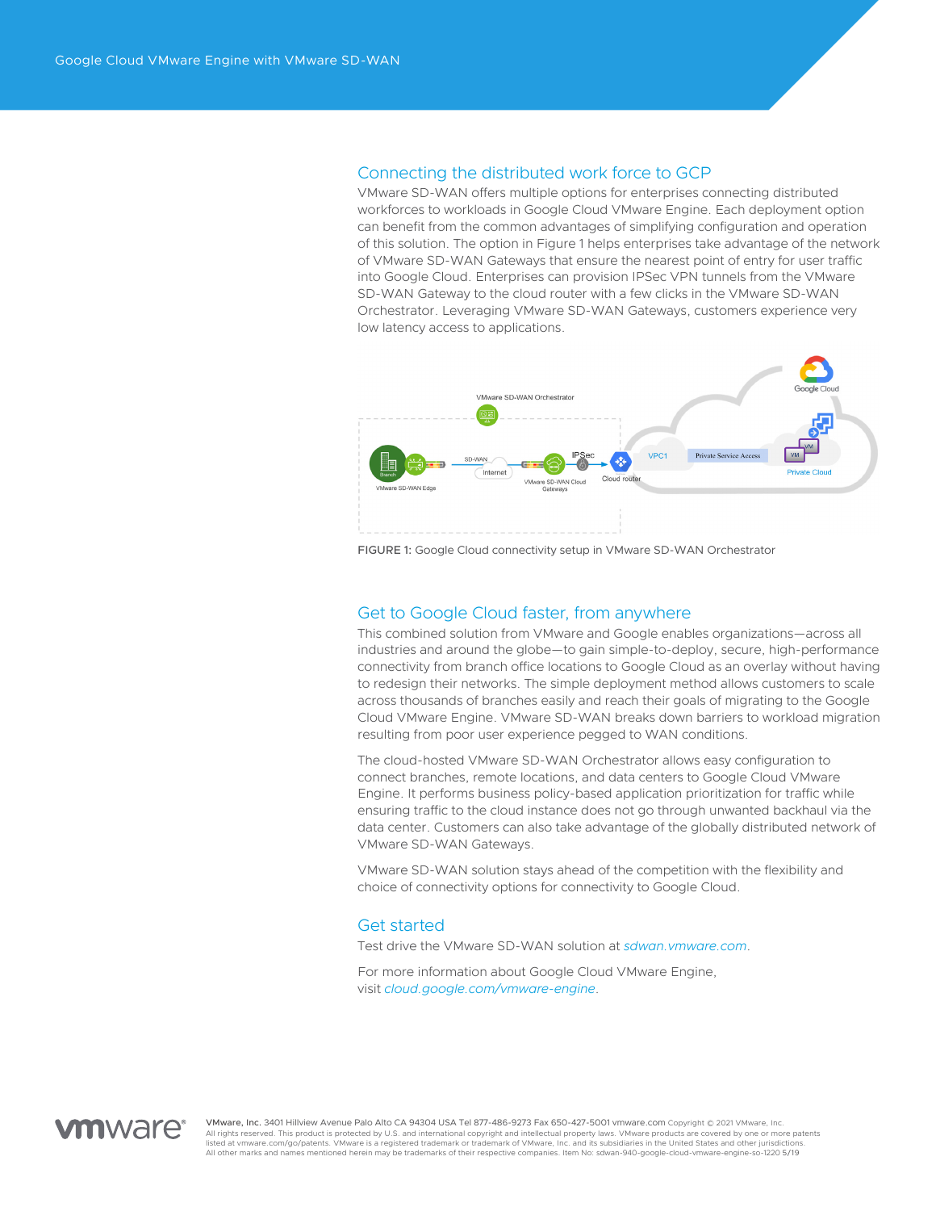## Connecting the distributed work force to GCP

VMware SD-WAN offers multiple options for enterprises connecting distributed workforces to workloads in Google Cloud VMware Engine. Each deployment option can benefit from the common advantages of simplifying configuration and operation of this solution. The option in Figure 1 helps enterprises take advantage of the network of VMware SD-WAN Gateways that ensure the nearest point of entry for user traffic into Google Cloud. Enterprises can provision IPSec VPN tunnels from the VMware SD-WAN Gateway to the cloud router with a few clicks in the VMware SD-WAN Orchestrator. Leveraging VMware SD-WAN Gateways, customers experience very low latency access to applications.

VMware SD-WAN Orchestrator
Branch
VMware SD-WAN Edge
SD-WAN
Internet
IPSec
VMware SD-WAN Cloud Gateways
Cloud router
VPC1
Private Service Access
VM
VM
Private Cloud
Google Cloud

FIGURE 1: Google Cloud connectivity setup in VMware SD-WAN Orchestrator

## Get to Google Cloud faster, from anywhere

This combined solution from VMware and Google enables organizations—across all industries and around the globe—to gain simple-to-deploy, secure, high-performance connectivity from branch office locations to Google Cloud as an overlay without having to redesign their networks. The simple deployment method allows customers to scale across thousands of branches easily and reach their goals of migrating to the Google Cloud VMware Engine. VMware SD-WAN breaks down barriers to workload migration resulting from poor user experience pegged to WAN conditions.

The cloud-hosted VMware SD-WAN Orchestrator allows easy configuration to connect branches, remote locations, and data centers to Google Cloud VMware Engine. It performs business policy-based application prioritization for traffic while ensuring traffic to the cloud instance does not go through unwanted backhaul via the data center. Customers can also take advantage of the globally distributed network of VMware SD-WAN Gateways.

VMware SD-WAN solution stays ahead of the competition with the flexibility and choice of connectivity options for connectivity to Google Cloud.

## Get started

Test drive the VMware SD-WAN solution at *sdwan.vmware.com*.

For more information about Google Cloud VMware Engine, visit *cloud.google.com/vmware-engine*.

**VMware, Inc.** 3401 Hillview Avenue Palo Alto CA 94304 USA Tel 877-486-9273 Fax 650-427-5001 vmware.com Copyright © 2021 VMware, Inc. All rights reserved. This product is protected by U.S. and international copyright and intellectual property laws. VMware products are covered by one or more patents listed at vmware.com/go/patents. VMware is a registered trademark or trademark of VMware, Inc. and its subsidiaries in the United States and other jurisdictions. All other marks and names mentioned herein may be trademarks of their respective companies. Item No: sdwan-940-google-cloud-vmware-engine-so-1220 5/19